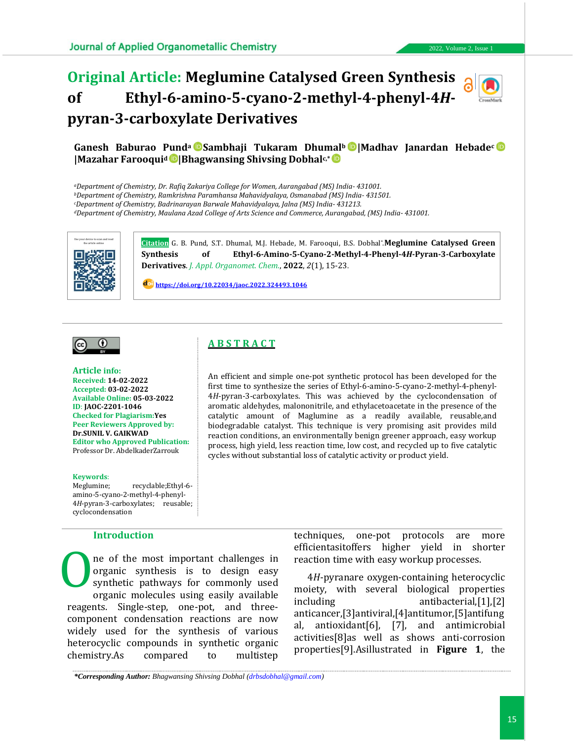# Original Article: Meglumine Catalysed Green Synthesis of Ethyl-6-amino-5-cyano-2-methyl-4-phenyl-4*H*-pyran-3-carboxylate Derivatives

**Ganesh Baburao Pund[a] |Sambhaji Tukaram Dhumal[b] |Madhav Janardan Hebade[c] |Mazahar Farooqui[d] |Bhagwansing Shivsing Dobhal[c,*]**

[a]*Department of Chemistry, Dr. Rafiq Zakariya College for Women, Aurangabad (MS) India- 431001.*
[b]*Department of Chemistry, Ramkrishna Paramhansa Mahavidyalaya, Osmanabad (MS) India- 431501.*
[c]*Department of Chemistry, Badrinarayan Barwale Mahavidyalaya, Jalna (MS) India- 431213.*
[d]*Department of Chemistry, Maulana Azad College of Arts Science and Commerce, Aurangabad, (MS) India- 431001.*

**Citation** G. B. Pund, S.T. Dhumal, M.J. Hebade, M. Farooqui, B.S. Dobhal*. **Meglumine Catalysed Green Synthesis of Ethyl-6-Amino-5-Cyano-2-Methyl-4-Phenyl-4*H*-Pyran-3-Carboxylate Derivatives**. *J. Appl. Organomet. Chem.*, **2022**, *2*(1), 15-23.

https://doi.org/10.22034/jaoc.2022.324493.1046

**Article info:**
**Received:** 14-02-2022
**Accepted:** 03-02-2022
**Available Online:** 05-03-2022
**ID:** JAOC-2201-1046
**Checked for Plagiarism:** Yes
**Peer Reviewers Approved by:** Dr.SUNIL V. GAIKWAD
**Editor who Approved Publication:** Professor Dr. AbdelkaderZarrouk

**Keywords**: Meglumine; recyclable;Ethyl-6-amino-5-cyano-2-methyl-4-phenyl-4*H*-pyran-3-carboxylates; reusable; cyclocondensation

## ABSTRACT

An efficient and simple one-pot synthetic protocol has been developed for the first time to synthesize the series of Ethyl-6-amino-5-cyano-2-methyl-4-phenyl-4*H*-pyran-3-carboxylates. This was achieved by the cyclocondensation of aromatic aldehydes, malononitrile, and ethylacetoacetate in the presence of the catalytic amount of Maglumine as a readily available, reusable,and biodegradable catalyst. This technique is very promising asit provides mild reaction conditions, an environmentally benign greener approach, easy workup process, high yield, less reaction time, low cost, and recycled up to five catalytic cycles without substantial loss of catalytic activity or product yield.

## Introduction

One of the most important challenges in organic synthesis is to design easy synthetic pathways for commonly used organic molecules using easily available reagents. Single-step, one-pot, and three-component condensation reactions are now widely used for the synthesis of various heterocyclic compounds in synthetic organic chemistry.As compared to multistep techniques, one-pot protocols are more efficientasitoffers higher yield in shorter reaction time with easy workup processes.

4*H*-pyranare oxygen-containing heterocyclic moiety, with several biological properties including antibacterial,[1],[2] anticancer,[3]antiviral,[4]antitumor,[5]antifungal,[6], [7], and antimicrobial activities[8]as well as shows anti-corrosion properties[9].Asillustrated in **Figure 1**, the

*\*Corresponding Author: Bhagwansing Shivsing Dobhal (drbsdobhal@gmail.com)*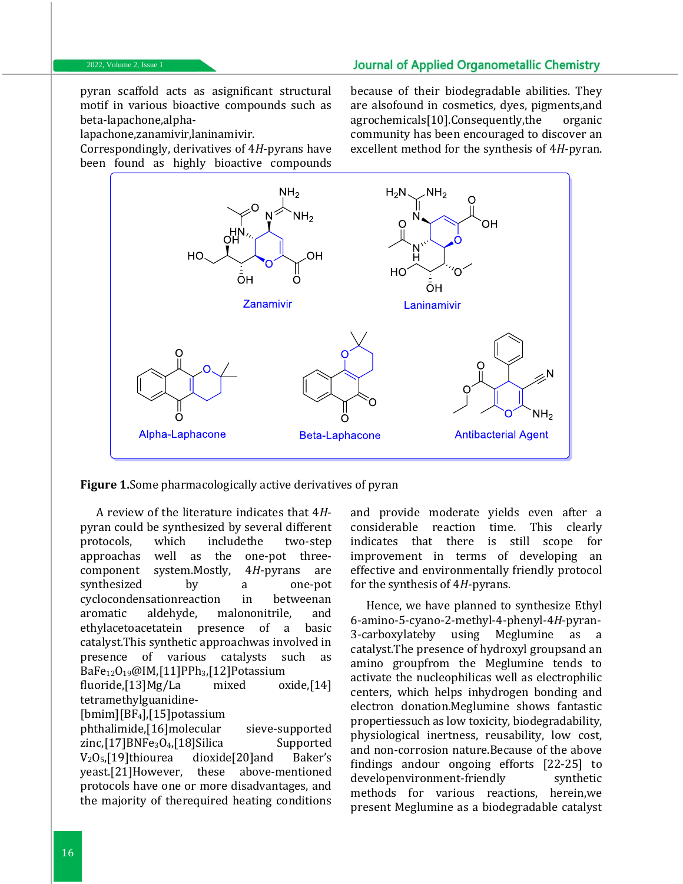pyran scaffold acts as asignificant structural motif in various bioactive compounds such as beta-lapachone,alpha-lapachone,zanamivir,laninamivir. Correspondingly, derivatives of 4*H*-pyrans have been found as highly bioactive compounds because of their biodegradable abilities. They are alsofound in cosmetics, dyes, pigments,and agrochemicals[10].Consequently,the organic community has been encouraged to discover an excellent method for the synthesis of 4*H*-pyran.

**Figure 1.**Some pharmacologically active derivatives of pyran

A review of the literature indicates that 4*H*-pyran could be synthesized by several different protocols, which includethe two-step approachas well as the one-pot three-component system.Mostly, 4*H*-pyrans are synthesized by a one-pot cyclocondensationreaction in betweenan aromatic aldehyde, malononitrile, and ethylacetoacetatein presence of a basic catalyst.This synthetic approachwas involved in presence of various catalysts such as $BaFe_{12}O_{19}$@IM,[11]$PPh_3$,[12]Potassium fluoride,[13]Mg/La mixed oxide,[14] tetramethylguanidine-[bmim][$BF_4$],[15]potassium phthalimide,[16]molecular sieve-supported zinc,[17]$BNFe_3O_4$,[18]Silica Supported $V_2O_5$,[19]thiourea dioxide[20]and Baker's yeast.[21]However, these above-mentioned protocols have one or more disadvantages, and the majority of therequired heating conditions and provide moderate yields even after a considerable reaction time. This clearly indicates that there is still scope for improvement in terms of developing an effective and environmentally friendly protocol for the synthesis of 4*H*-pyrans.

Hence, we have planned to synthesize Ethyl 6-amino-5-cyano-2-methyl-4-phenyl-4*H*-pyran-3-carboxylateby using Meglumine as a catalyst.The presence of hydroxyl groupsand an amino groupfrom the Meglumine tends to activate the nucleophilicas well as electrophilic centers, which helps inhydrogen bonding and electron donation.Meglumine shows fantastic propertiessuch as low toxicity, biodegradability, physiological inertness, reusability, low cost, and non-corrosion nature.Because of the above findings andour ongoing efforts [22-25] to developenvironment-friendly synthetic methods for various reactions, herein,we present Meglumine as a biodegradable catalyst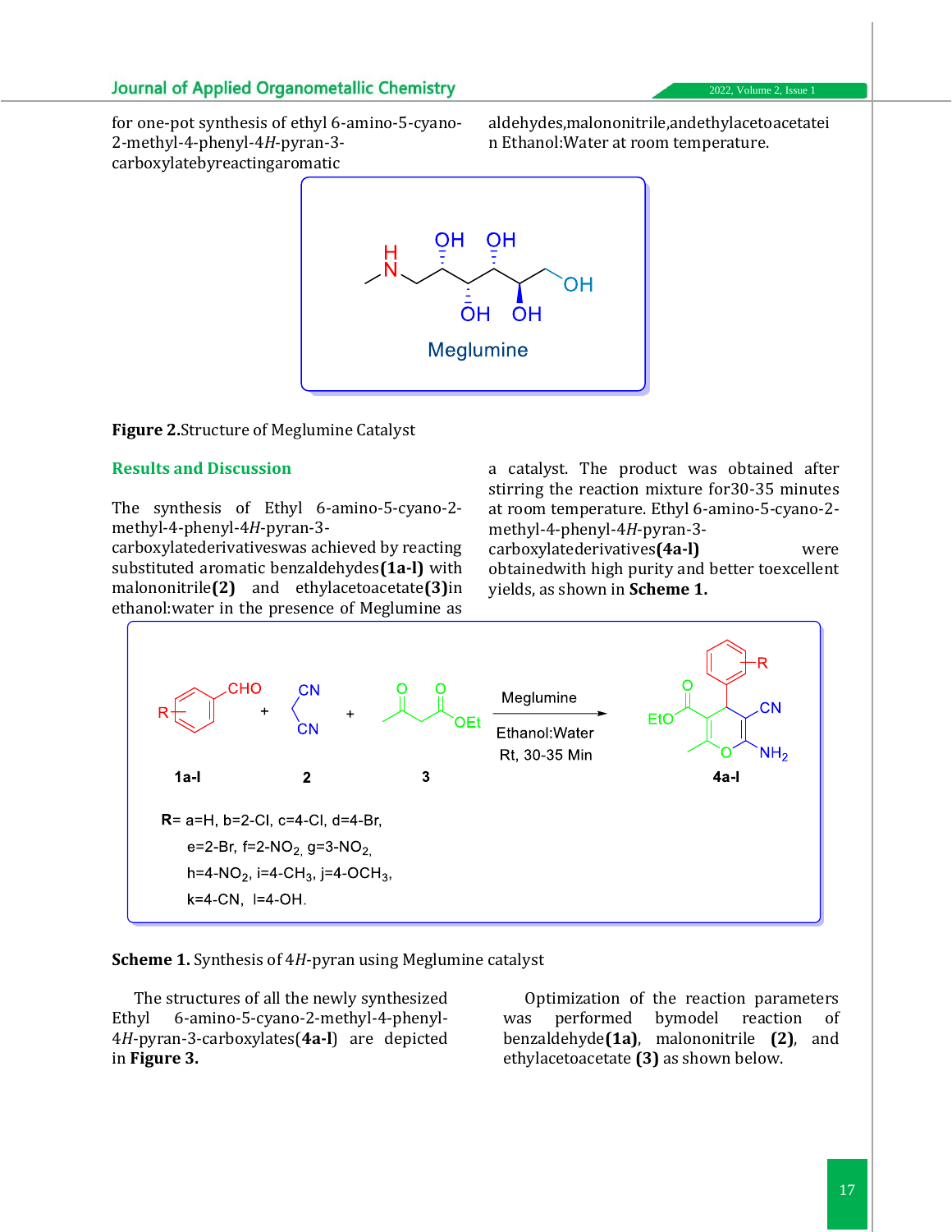for one-pot synthesis of ethyl 6-amino-5-cyano-2-methyl-4-phenyl-4*H*-pyran-3-carboxylatebyreactingaromatic aldehydes,malononitrile,andethylacetoacetatein Ethanol:Water at room temperature.

**Figure 2.**Structure of Meglumine Catalyst

## Results and Discussion

The synthesis of Ethyl 6-amino-5-cyano-2-methyl-4-phenyl-4*H*-pyran-3-carboxylatederivativeswas achieved by reacting substituted aromatic benzaldehydes**(1a-l)** with malononitrile**(2)** and ethylacetoacetate**(3)**in ethanol:water in the presence of Meglumine as a catalyst. The product was obtained after stirring the reaction mixture for30-35 minutes at room temperature. Ethyl 6-amino-5-cyano-2-methyl-4-phenyl-4*H*-pyran-3-carboxylatederivatives**(4a-l)** were obtainedwith high purity and better toexcellent yields, as shown in **Scheme 1.**

**Scheme 1.** Synthesis of 4*H*-pyran using Meglumine catalyst

The structures of all the newly synthesized Ethyl 6-amino-5-cyano-2-methyl-4-phenyl-4*H*-pyran-3-carboxylates(**4a-l**) are depicted in **Figure 3.**

Optimization of the reaction parameters was performed bymodel reaction of benzaldehyde**(1a)**, malononitrile **(2)**, and ethylacetoacetate **(3)** as shown below.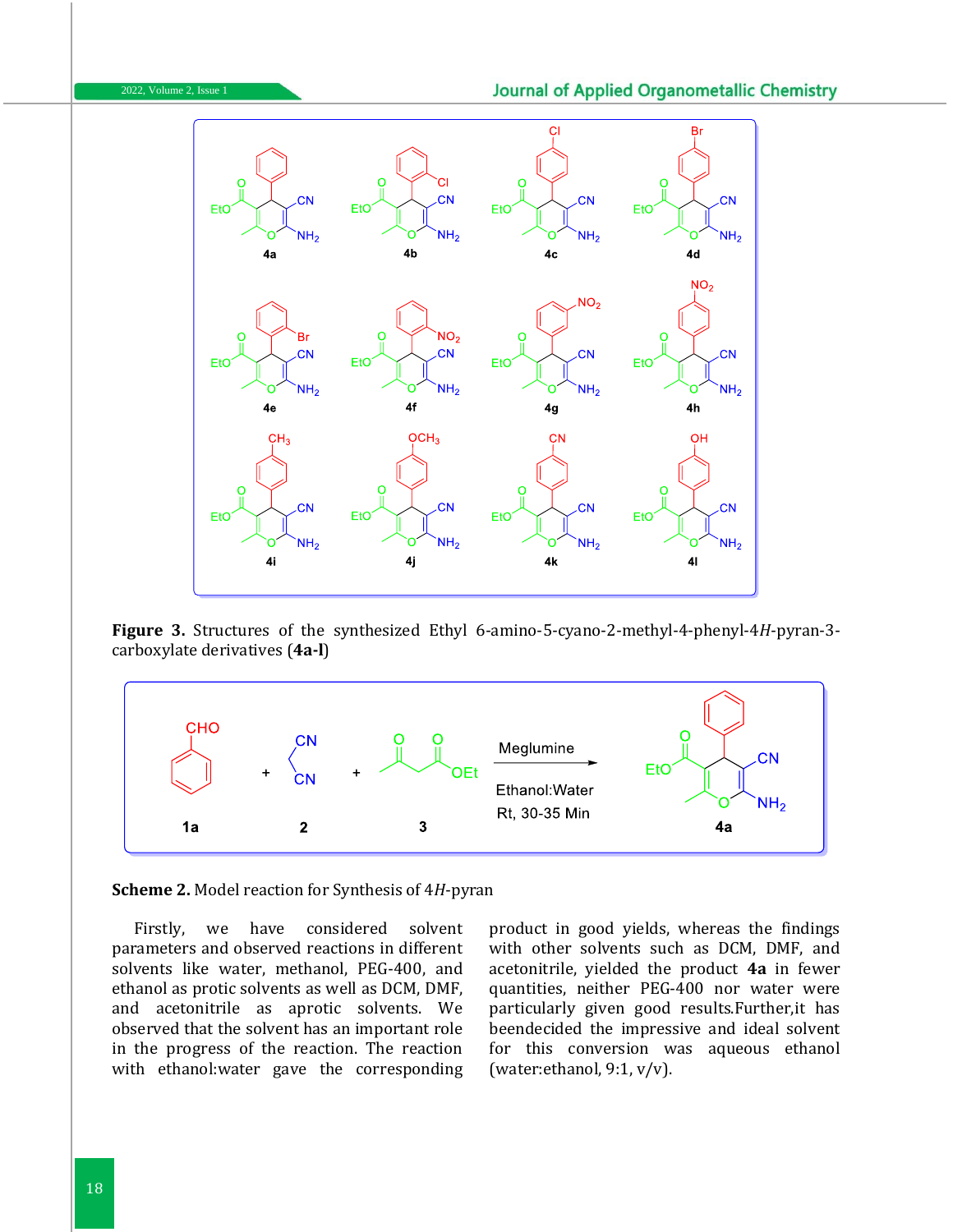**Figure 3.** Structures of the synthesized Ethyl 6-amino-5-cyano-2-methyl-4-phenyl-4*H*-pyran-3-carboxylate derivatives (**4a-l**)

**Scheme 2.** Model reaction for Synthesis of 4*H*-pyran

Firstly, we have considered solvent parameters and observed reactions in different solvents like water, methanol, PEG-400, and ethanol as protic solvents as well as DCM, DMF, and acetonitrile as aprotic solvents. We observed that the solvent has an important role in the progress of the reaction. The reaction with ethanol:water gave the corresponding product in good yields, whereas the findings with other solvents such as DCM, DMF, and acetonitrile, yielded the product **4a** in fewer quantities, neither PEG-400 nor water were particularly given good results.Further,it has beendecided the impressive and ideal solvent for this conversion was aqueous ethanol (water:ethanol, 9:1, v/v).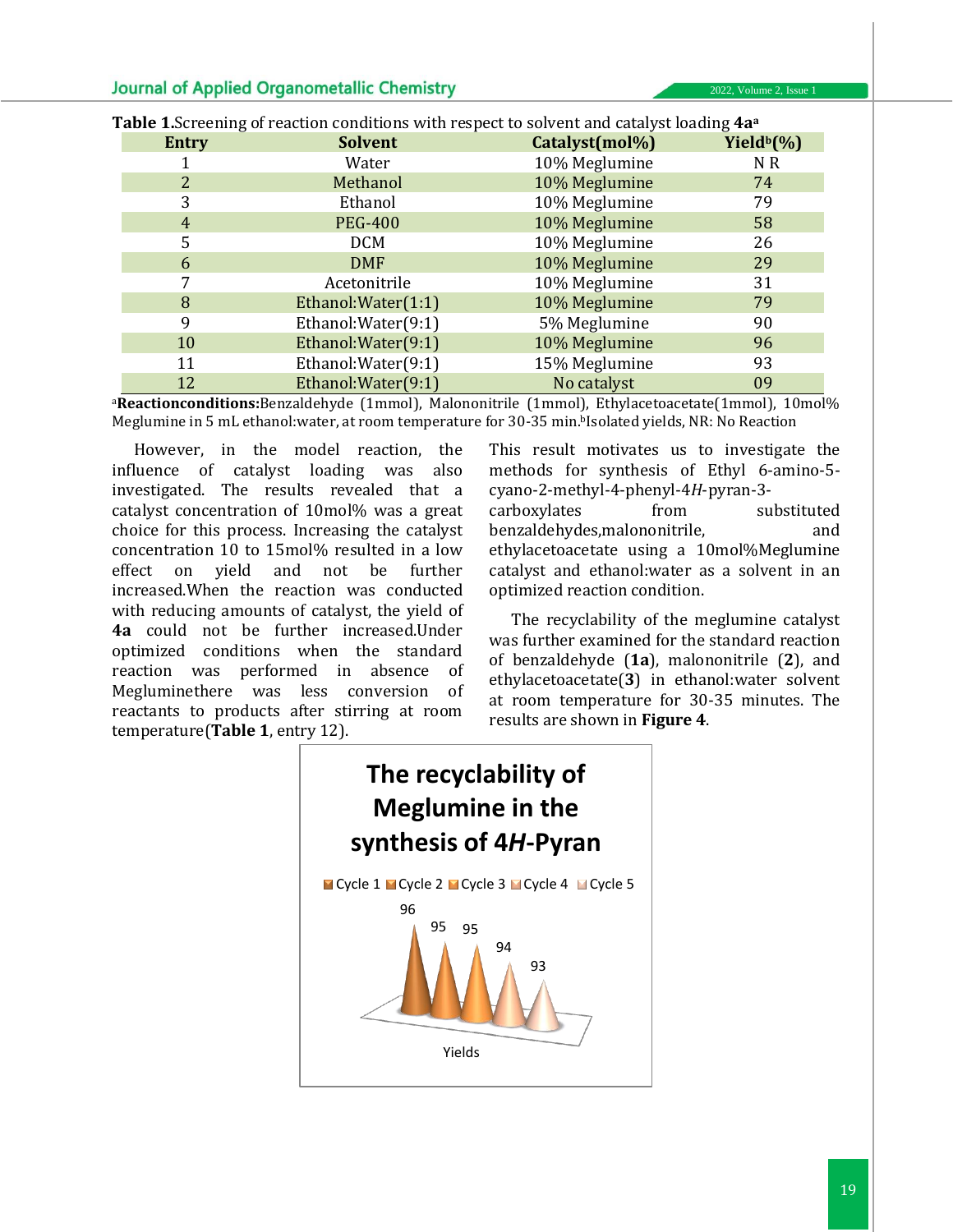**Table 1.** Screening of reaction conditions with respect to solvent and catalyst loading **4a**[a]

| Entry | Solvent | Catalyst(mol%) | Yield[b](%) |
|---|---|---|---|
| 1 | Water | 10% Meglumine | N R |
| 2 | Methanol | 10% Meglumine | 74 |
| 3 | Ethanol | 10% Meglumine | 79 |
| 4 | PEG-400 | 10% Meglumine | 58 |
| 5 | DCM | 10% Meglumine | 26 |
| 6 | DMF | 10% Meglumine | 29 |
| 7 | Acetonitrile | 10% Meglumine | 31 |
| 8 | Ethanol:Water(1:1) | 10% Meglumine | 79 |
| 9 | Ethanol:Water(9:1) | 5% Meglumine | 90 |
| 10 | Ethanol:Water(9:1) | 10% Meglumine | 96 |
| 11 | Ethanol:Water(9:1) | 15% Meglumine | 93 |
| 12 | Ethanol:Water(9:1) | No catalyst | 09 |

[a]**Reactionconditions:** Benzaldehyde (1mmol), Malononitrile (1mmol), Ethylacetoacetate(1mmol), 10mol% Meglumine in 5 mL ethanol:water, at room temperature for 30-35 min.[b]Isolated yields, NR: No Reaction

However, in the model reaction, the influence of catalyst loading was also investigated. The results revealed that a catalyst concentration of 10mol% was a great choice for this process. Increasing the catalyst concentration 10 to 15mol% resulted in a low effect on yield and not be further increased.When the reaction was conducted with reducing amounts of catalyst, the yield of **4a** could not be further increased.Under optimized conditions when the standard reaction was performed in absence of Megluminethere was less conversion of reactants to products after stirring at room temperature(**Table 1**, entry 12).

This result motivates us to investigate the methods for synthesis of Ethyl 6-amino-5-cyano-2-methyl-4-phenyl-4*H*-pyran-3-carboxylates from substituted benzaldehydes,malononitrile, and ethylacetoacetate using a 10mol%Meglumine catalyst and ethanol:water as a solvent in an optimized reaction condition.

The recyclability of the meglumine catalyst was further examined for the standard reaction of benzaldehyde (**1a**), malononitrile (**2**), and ethylacetoacetate(**3**) in ethanol:water solvent at room temperature for 30-35 minutes. The results are shown in **Figure 4**.

**The recyclability of Meglumine in the synthesis of 4*H*-Pyran**

| | Cycle 1 | Cycle 2 | Cycle 3 | Cycle 4 | Cycle 5 |
|---|---|---|---|---|---|
| Yields | 96 | 95 | 95 | 94 | 93 |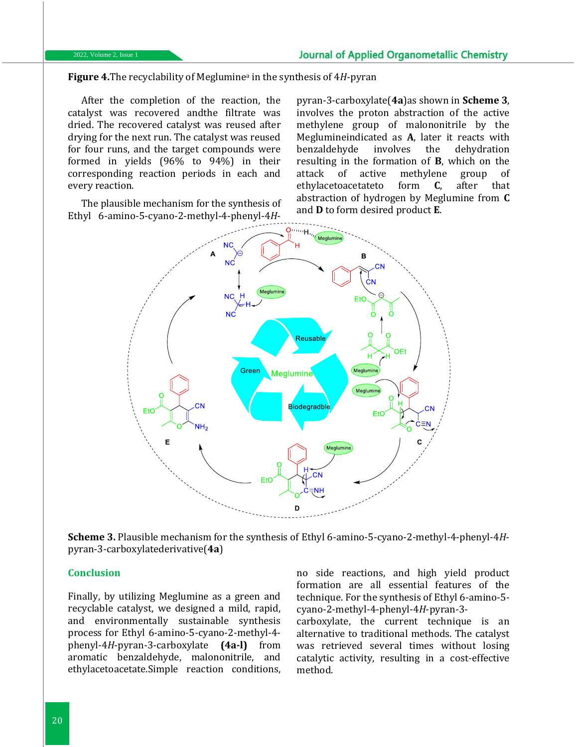**Figure 4.** The recyclability of Meglumine[a] in the synthesis of 4*H*-pyran

After the completion of the reaction, the catalyst was recovered andthe filtrate was dried. The recovered catalyst was reused after drying for the next run. The catalyst was reused for four runs, and the target compounds were formed in yields (96% to 94%) in their corresponding reaction periods in each and every reaction.

The plausible mechanism for the synthesis of Ethyl 6-amino-5-cyano-2-methyl-4-phenyl-4*H*-pyran-3-carboxylate(**4a**)as shown in **Scheme 3**, involves the proton abstraction of the active methylene group of malononitrile by the Meglumineindicated as **A**, later it reacts with benzaldehyde involves the dehydration resulting in the formation of **B**, which on the attack of active methylene group of ethylacetoacetateto form **C**, after that abstraction of hydrogen by Meglumine from **C** and **D** to form desired product **E**.

**Scheme 3.** Plausible mechanism for the synthesis of Ethyl 6-amino-5-cyano-2-methyl-4-phenyl-4*H*-pyran-3-carboxylatederivative(**4a**)

## Conclusion

Finally, by utilizing Meglumine as a green and recyclable catalyst, we designed a mild, rapid, and environmentally sustainable synthesis process for Ethyl 6-amino-5-cyano-2-methyl-4-phenyl-4*H*-pyran-3-carboxylate **(4a-l)** from aromatic benzaldehyde, malononitrile, and ethylacetoacetate.Simple reaction conditions, no side reactions, and high yield product formation are all essential features of the technique. For the synthesis of Ethyl 6-amino-5-cyano-2-methyl-4-phenyl-4*H*-pyran-3-carboxylate, the current technique is an alternative to traditional methods. The catalyst was retrieved several times without losing catalytic activity, resulting in a cost-effective method.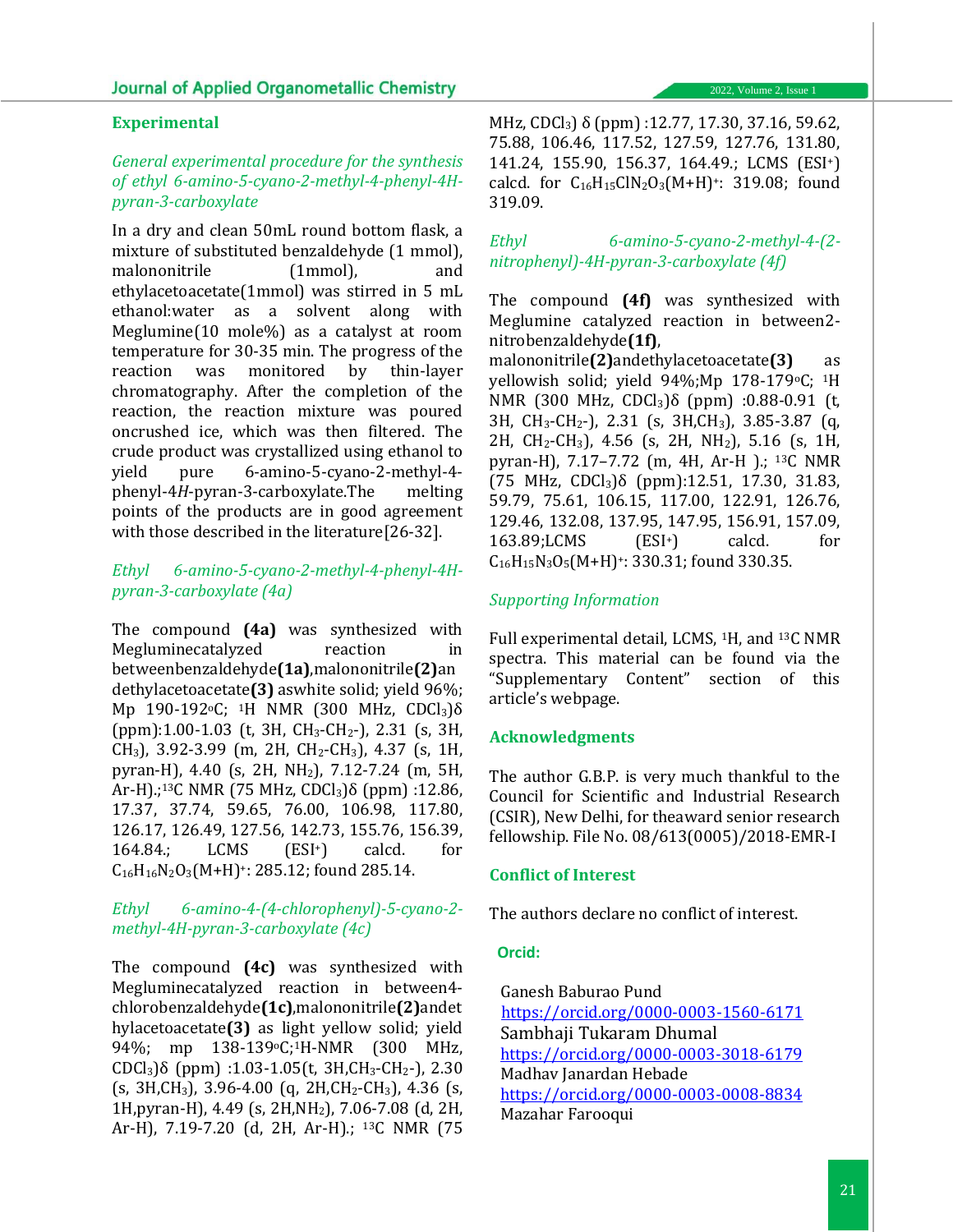## Experimental

### *General experimental procedure for the synthesis of ethyl 6-amino-5-cyano-2-methyl-4-phenyl-4H-pyran-3-carboxylate*

In a dry and clean 50mL round bottom flask, a mixture of substituted benzaldehyde (1 mmol), malononitrile (1mmol), and ethylacetoacetate(1mmol) was stirred in 5 mL ethanol:water as a solvent along with Meglumine(10 mole%) as a catalyst at room temperature for 30-35 min. The progress of the reaction was monitored by thin-layer chromatography. After the completion of the reaction, the reaction mixture was poured oncrushed ice, which was then filtered. The crude product was crystallized using ethanol to yield pure 6-amino-5-cyano-2-methyl-4-phenyl-4*H*-pyran-3-carboxylate.The melting points of the products are in good agreement with those described in the literature[26-32].

### *Ethyl 6-amino-5-cyano-2-methyl-4-phenyl-4H-pyran-3-carboxylate (4a)*

The compound **(4a)** was synthesized with Megluminecatalyzed reaction in betweenbenzaldehyde**(1a)**,malononitrile**(2)**andethylacetoacetate**(3)** aswhite solid; yield 96%; Mp 190-192°C; [1]H NMR (300 MHz, $CDCl_3$)δ (ppm):1.00-1.03 (t, 3H, $CH_3$-$CH_2$-), 2.31 (s, 3H, $CH_3$), 3.92-3.99 (m, 2H, $CH_2$-$CH_3$), 4.37 (s, 1H, pyran-H), 4.40 (s, 2H, $NH_2$), 7.12-7.24 (m, 5H, Ar-H).;[13]C NMR (75 MHz, $CDCl_3$)δ (ppm) :12.86, 17.37, 37.74, 59.65, 76.00, 106.98, 117.80, 126.17, 126.49, 127.56, 142.73, 155.76, 156.39, 164.84.; LCMS ($ESI^+$) calcd. for $C_{16}H_{16}N_2O_3(M+H)^+$: 285.12; found 285.14.

### *Ethyl 6-amino-4-(4-chlorophenyl)-5-cyano-2-methyl-4H-pyran-3-carboxylate (4c)*

The compound **(4c)** was synthesized with Megluminecatalyzed reaction in between4-chlorobenzaldehyde**(1c)**,malononitrile**(2)**andethylacetoacetate**(3)** as light yellow solid; yield 94%; mp 138-139°C;[1]H-NMR (300 MHz, $CDCl_3$)δ (ppm) :1.03-1.05(t, 3H,$CH_3$-$CH_2$-), 2.30 (s, 3H,$CH_3$), 3.96-4.00 (q, 2H,$CH_2$-$CH_3$), 4.36 (s, 1H,pyran-H), 4.49 (s, 2H,$NH_2$), 7.06-7.08 (d, 2H, Ar-H), 7.19-7.20 (d, 2H, Ar-H).; [13]C NMR (75 MHz, $CDCl_3$) δ (ppm) :12.77, 17.30, 37.16, 59.62, 75.88, 106.46, 117.52, 127.59, 127.76, 131.80, 141.24, 155.90, 156.37, 164.49.; LCMS ($ESI^+$) calcd. for $C_{16}H_{15}ClN_2O_3(M+H)^+$: 319.08; found 319.09.

### *Ethyl 6-amino-5-cyano-2-methyl-4-(2-nitrophenyl)-4H-pyran-3-carboxylate (4f)*

The compound **(4f)** was synthesized with Meglumine catalyzed reaction in between2-nitrobenzaldehyde**(1f)**, malononitrile**(2)**andethylacetoacetate**(3)** as yellowish solid; yield 94%;Mp 178-179°C; [1]H NMR (300 MHz, $CDCl_3$)δ (ppm) :0.88-0.91 (t, 3H, $CH_3$-$CH_2$-), 2.31 (s, 3H,$CH_3$), 3.85-3.87 (q, 2H, $CH_2$-$CH_3$), 4.56 (s, 2H, $NH_2$), 5.16 (s, 1H, pyran-H), 7.17–7.72 (m, 4H, Ar-H ).; [13]C NMR (75 MHz, $CDCl_3$)δ (ppm):12.51, 17.30, 31.83, 59.79, 75.61, 106.15, 117.00, 122.91, 126.76, 129.46, 132.08, 137.95, 147.95, 156.91, 157.09, 163.89;LCMS ($ESI^+$) calcd. for $C_{16}H_{15}N_3O_5(M+H)^+$: 330.31; found 330.35.

### *Supporting Information*

Full experimental detail, LCMS, [1]H, and [13]C NMR spectra. This material can be found via the "Supplementary Content" section of this article's webpage.

## Acknowledgments

The author G.B.P. is very much thankful to the Council for Scientific and Industrial Research (CSIR), New Delhi, for theaward senior research fellowship. File No. 08/613(0005)/2018-EMR-I

## Conflict of Interest

The authors declare no conflict of interest.

## Orcid:

Ganesh Baburao Pund
https://orcid.org/0000-0003-1560-6171
Sambhaji Tukaram Dhumal
https://orcid.org/0000-0003-3018-6179
Madhav Janardan Hebade
https://orcid.org/0000-0003-0008-8834
Mazahar Farooqui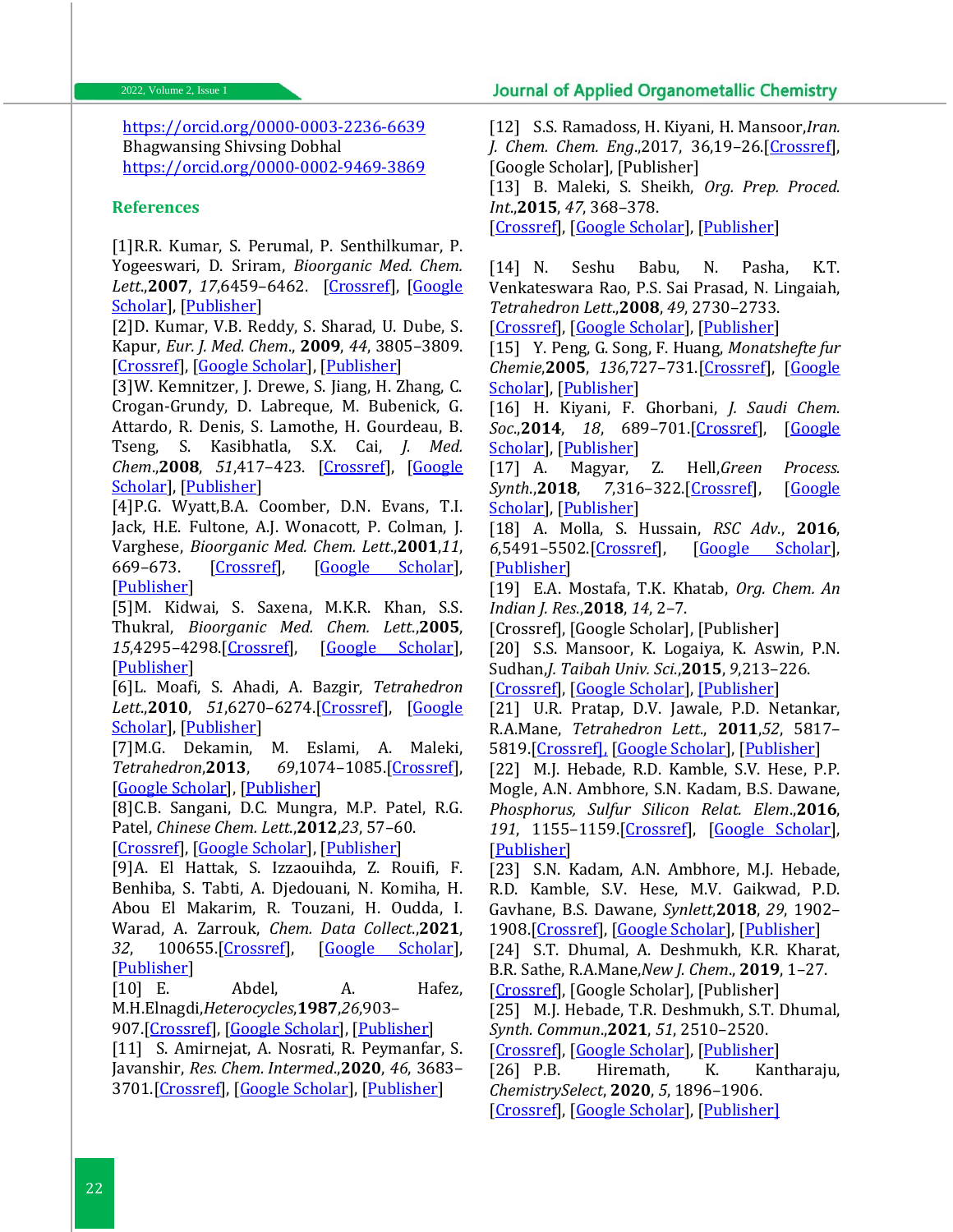https://orcid.org/0000-0003-2236-6639
Bhagwansing Shivsing Dobhal
https://orcid.org/0000-0002-9469-3869

## References

[1]R.R. Kumar, S. Perumal, P. Senthilkumar, P. Yogeeswari, D. Sriram, *Bioorganic Med. Chem. Lett.*,**2007**, *17*,6459–6462. [Crossref], [Google Scholar], [Publisher]

[2]D. Kumar, V.B. Reddy, S. Sharad, U. Dube, S. Kapur, *Eur. J. Med. Chem.*, **2009**, *44*, 3805–3809. [Crossref], [Google Scholar], [Publisher]

[3]W. Kemnitzer, J. Drewe, S. Jiang, H. Zhang, C. Crogan-Grundy, D. Labreque, M. Bubenick, G. Attardo, R. Denis, S. Lamothe, H. Gourdeau, B. Tseng, S. Kasibhatla, S.X. Cai, *J. Med. Chem.*,**2008**, *51*,417–423. [Crossref], [Google Scholar], [Publisher]

[4]P.G. Wyatt,B.A. Coomber, D.N. Evans, T.I. Jack, H.E. Fultone, A.J. Wonacott, P. Colman, J. Varghese, *Bioorganic Med. Chem. Lett.*,**2001**,*11*, 669–673. [Crossref], [Google Scholar], [Publisher]

[5]M. Kidwai, S. Saxena, M.K.R. Khan, S.S. Thukral, *Bioorganic Med. Chem. Lett.*,**2005**, *15*,4295–4298.[Crossref], [Google Scholar], [Publisher]

[6]L. Moafi, S. Ahadi, A. Bazgir, *Tetrahedron Lett.*,**2010**, *51*,6270–6274.[Crossref], [Google Scholar], [Publisher]

[7]M.G. Dekamin, M. Eslami, A. Maleki, *Tetrahedron*,**2013**, *69*,1074–1085.[Crossref], [Google Scholar], [Publisher]

[8]C.B. Sangani, D.C. Mungra, M.P. Patel, R.G. Patel, *Chinese Chem. Lett.*,**2012**,*23*, 57–60. [Crossref], [Google Scholar], [Publisher]

[9]A. El Hattak, S. Izzaouihda, Z. Rouifi, F. Benhiba, S. Tabti, A. Djedouani, N. Komiha, H. Abou El Makarim, R. Touzani, H. Oudda, I. Warad, A. Zarrouk, *Chem. Data Collect.*,**2021**, *32*, 100655.[Crossref], [Google Scholar], [Publisher]

[10] E. Abdel, A. Hafez, M.H.Elnagdi,*Heterocycles*,**1987**,*26*,903–907.[Crossref], [Google Scholar], [Publisher]

[11] S. Amirnejat, A. Nosrati, R. Peymanfar, S. Javanshir, *Res. Chem. Intermed.*,**2020**, *46*, 3683–3701.[Crossref], [Google Scholar], [Publisher]

[12] S.S. Ramadoss, H. Kiyani, H. Mansoor,*Iran. J. Chem. Chem. Eng.*,2017, 36,19–26.[Crossref], [Google Scholar], [Publisher]

[13] B. Maleki, S. Sheikh, *Org. Prep. Proced. Int.*,**2015**, *47*, 368–378. [Crossref], [Google Scholar], [Publisher]

[14] N. Seshu Babu, N. Pasha, K.T. Venkateswara Rao, P.S. Sai Prasad, N. Lingaiah, *Tetrahedron Lett.*,**2008**, *49*, 2730–2733. [Crossref], [Google Scholar], [Publisher]

[15] Y. Peng, G. Song, F. Huang, *Monatshefte fur Chemie*,**2005**, *136*,727–731.[Crossref], [Google Scholar], [Publisher]

[16] H. Kiyani, F. Ghorbani, *J. Saudi Chem. Soc.*,**2014**, *18*, 689–701.[Crossref], [Google Scholar], [Publisher]

[17] A. Magyar, Z. Hell,*Green Process. Synth.*,**2018**, *7*,316–322.[Crossref], [Google Scholar], [Publisher]

[18] A. Molla, S. Hussain, *RSC Adv.*, **2016**, *6*,5491–5502.[Crossref], [Google Scholar], [Publisher]

[19] E.A. Mostafa, T.K. Khatab, *Org. Chem. An Indian J. Res.*,**2018**, *14*, 2–7. [Crossref], [Google Scholar], [Publisher]

[20] S.S. Mansoor, K. Logaiya, K. Aswin, P.N. Sudhan,*J. Taibah Univ. Sci.*,**2015**, *9*,213–226. [Crossref], [Google Scholar], [Publisher]

[21] U.R. Pratap, D.V. Jawale, P.D. Netankar, R.A.Mane, *Tetrahedron Lett.*, **2011**,*52*, 5817–5819.[Crossref], [Google Scholar], [Publisher]

[22] M.J. Hebade, R.D. Kamble, S.V. Hese, P.P. Mogle, A.N. Ambhore, S.N. Kadam, B.S. Dawane, *Phosphorus, Sulfur Silicon Relat. Elem.*,**2016**, *191*, 1155–1159.[Crossref], [Google Scholar], [Publisher]

[23] S.N. Kadam, A.N. Ambhore, M.J. Hebade, R.D. Kamble, S.V. Hese, M.V. Gaikwad, P.D. Gavhane, B.S. Dawane, *Synlett*,**2018**, *29*, 1902–1908.[Crossref], [Google Scholar], [Publisher]

[24] S.T. Dhumal, A. Deshmukh, K.R. Kharat, B.R. Sathe, R.A.Mane,*New J. Chem.*, **2019**, 1–27. [Crossref], [Google Scholar], [Publisher]

[25] M.J. Hebade, T.R. Deshmukh, S.T. Dhumal, *Synth. Commun.*,**2021**, *51*, 2510–2520. [Crossref], [Google Scholar], [Publisher]

[26] P.B. Hiremath, K. Kantharaju, *ChemistrySelect*, **2020**, *5*, 1896–1906. [Crossref], [Google Scholar], [Publisher]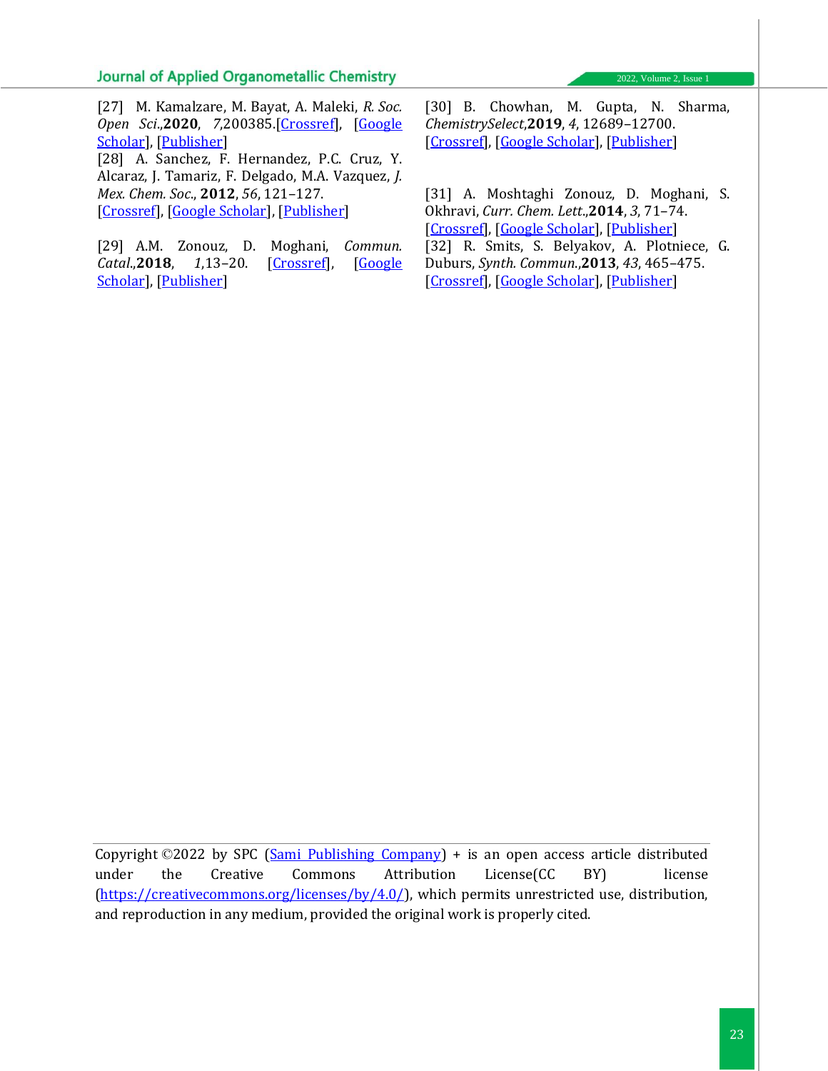[27] M. Kamalzare, M. Bayat, A. Maleki, *R. Soc. Open Sci.*,**2020**, *7*,200385.[Crossref], [Google Scholar], [Publisher]

[28] A. Sanchez, F. Hernandez, P.C. Cruz, Y. Alcaraz, J. Tamariz, F. Delgado, M.A. Vazquez, *J. Mex. Chem. Soc.*, **2012**, *56*, 121–127. [Crossref], [Google Scholar], [Publisher]

[29] A.M. Zonouz, D. Moghani, *Commun. Catal.*,**2018**, *1*,13–20. [Crossref], [Google Scholar], [Publisher]

[30] B. Chowhan, M. Gupta, N. Sharma, *ChemistrySelect*,**2019**, *4*, 12689–12700. [Crossref], [Google Scholar], [Publisher]

[31] A. Moshtaghi Zonouz, D. Moghani, S. Okhravi, *Curr. Chem. Lett.*,**2014**, *3*, 71–74. [Crossref], [Google Scholar], [Publisher]

[32] R. Smits, S. Belyakov, A. Plotniece, G. Duburs, *Synth. Commun.*,**2013**, *43*, 465–475. [Crossref], [Google Scholar], [Publisher]

Copyright ©2022 by SPC (Sami Publishing Company) + is an open access article distributed under the Creative Commons Attribution License(CC BY) license (https://creativecommons.org/licenses/by/4.0/), which permits unrestricted use, distribution, and reproduction in any medium, provided the original work is properly cited.